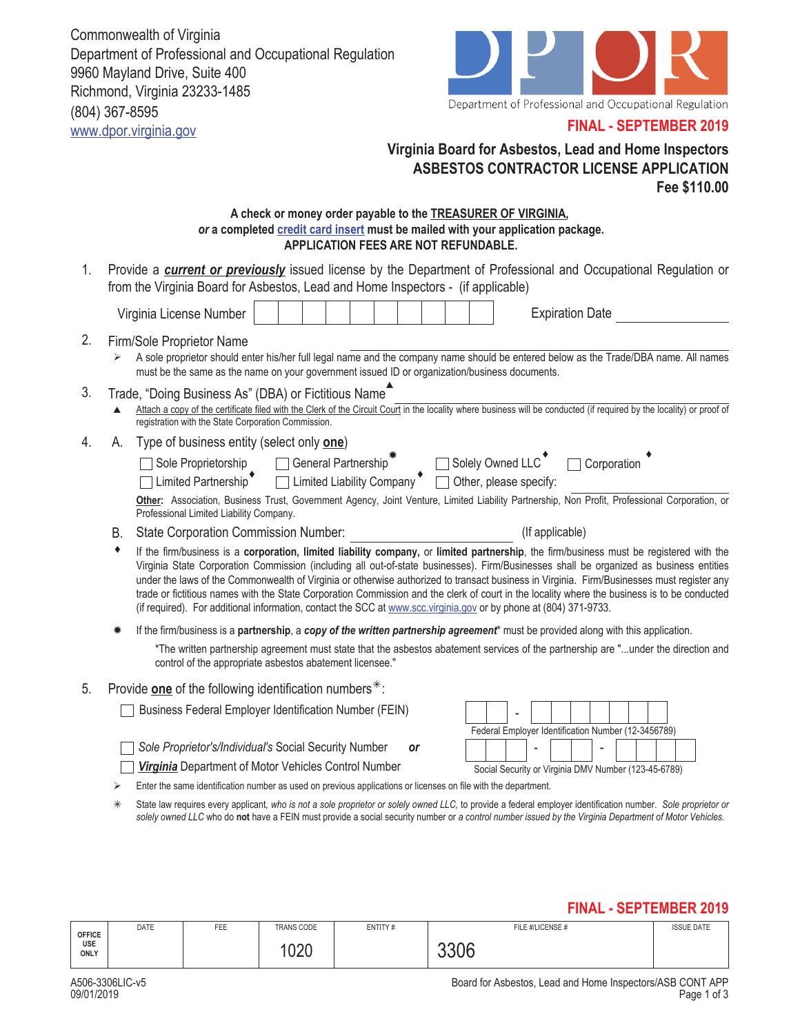Commonwealth of Virginia
Department of Professional and Occupational Regulation
9960 Mayland Drive, Suite 400
Richmond, Virginia 23233-1485
(804) 367-8595
www.dpor.virginia.gov

DPOR
Department of Professional and Occupational Regulation

**FINAL - SEPTEMBER 2019**

## Virginia Board for Asbestos, Lead and Home Inspectors
## ASBESTOS CONTRACTOR LICENSE APPLICATION
**Fee $110.00**

**A check or money order payable to the TREASURER OF VIRGINIA,**
***or* a completed credit card insert must be mailed with your application package.**
**APPLICATION FEES ARE NOT REFUNDABLE.**

1. Provide a ***current or previously*** issued license by the Department of Professional and Occupational Regulation or from the Virginia Board for Asbestos, Lead and Home Inspectors - (if applicable)

   Virginia License Number ☐☐☐☐☐☐☐☐☐☐ Expiration Date ______________

2. Firm/Sole Proprietor Name ______________________________
   - ➢ A sole proprietor should enter his/her full legal name and the company name should be entered below as the Trade/DBA name. All names must be the same as the name on your government issued ID or organization/business documents.

3. Trade, "Doing Business As" (DBA) or Fictitious Name▲ ______________________________
   - ▲ Attach a copy of the certificate filed with the Clerk of the Circuit Court in the locality where business will be conducted (if required by the locality) or proof of registration with the State Corporation Commission.

4. A. Type of business entity (select only **one**)

   ☐ Sole Proprietorship ☐ General Partnership✷ ☐ Solely Owned LLC♦ ☐ Corporation♦
   ☐ Limited Partnership♦ ☐ Limited Liability Company♦ ☐ Other, please specify: ______________

   **Other:** Association, Business Trust, Government Agency, Joint Venture, Limited Liability Partnership, Non Profit, Professional Corporation, or Professional Limited Liability Company.

   B. State Corporation Commission Number: ______________ (If applicable)

   ♦ If the firm/business is a **corporation, limited liability company,** or **limited partnership**, the firm/business must be registered with the Virginia State Corporation Commission (including all out-of-state businesses). Firm/Businesses shall be organized as business entities under the laws of the Commonwealth of Virginia or otherwise authorized to transact business in Virginia. Firm/Businesses must register any trade or fictitious names with the State Corporation Commission and the clerk of court in the locality where the business is to be conducted (if required). For additional information, contact the SCC at www.scc.virginia.gov or by phone at (804) 371-9733.

   ✷ If the firm/business is a **partnership**, a ***copy of the written partnership agreement**** must be provided along with this application.

   *The written partnership agreement must state that the asbestos abatement services of the partnership are "...under the direction and control of the appropriate asbestos abatement licensee."

5. Provide **one** of the following identification numbers✳:

   ☐ Business Federal Employer Identification Number (FEIN) ☐☐ - ☐☐☐☐☐☐☐
   Federal Employer Identification Number (12-3456789)

   ☐ *Sole Proprietor's/Individual's* Social Security Number ***or***
   ☐ ***Virginia*** Department of Motor Vehicles Control Number ☐☐☐ - ☐☐ - ☐☐☐☐
   Social Security or Virginia DMV Number (123-45-6789)

   - ➢ Enter the same identification number as used on previous applications or licenses on file with the department.
   - ✳ State law requires every applicant, *who is not a sole proprietor or solely owned LLC,* to provide a federal employer identification number. *Sole proprietor or solely owned LLC* who do **not** have a FEIN must provide a social security number or *a control number issued by the Virginia Department of Motor Vehicles.*

**FINAL - SEPTEMBER 2019**

| OFFICE USE ONLY | DATE | FEE | TRANS CODE | ENTITY # | FILE #/LICENSE # | ISSUE DATE |
|---|---|---|---|---|---|---|
| | | | 1020 | | 3306 | |

A506-3306LIC-v5
09/01/2019

Board for Asbestos, Lead and Home Inspectors/ASB CONT APP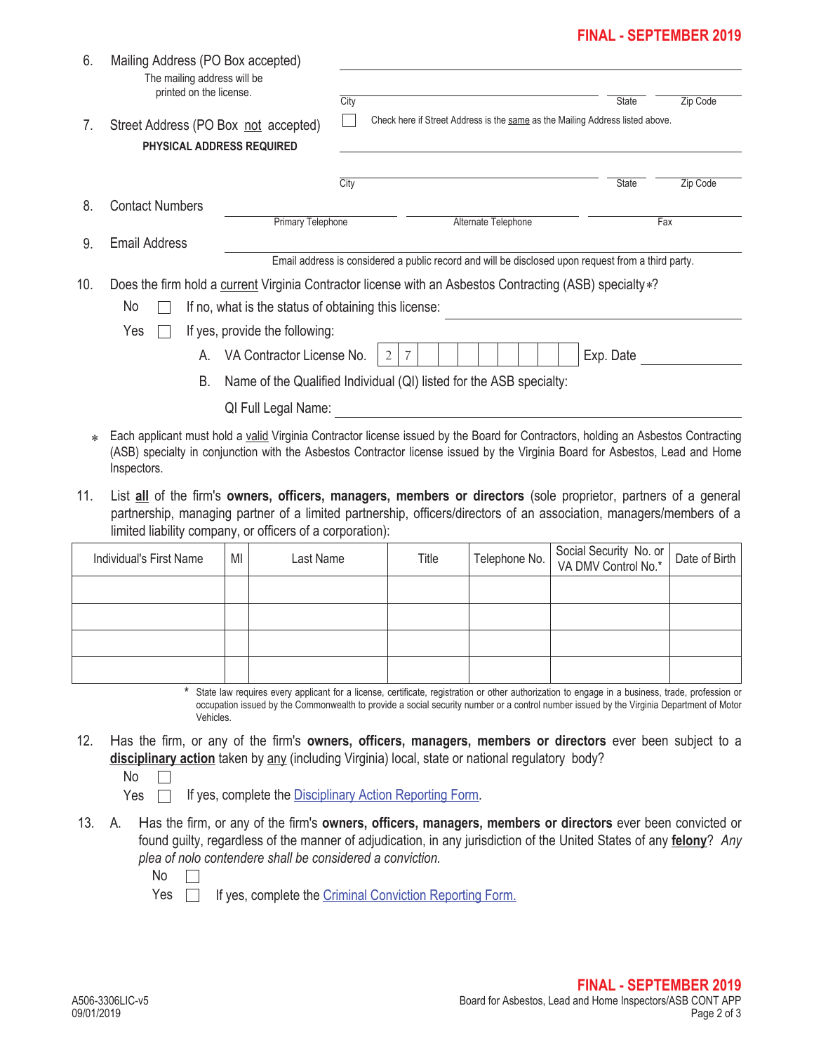6. Mailing Address (PO Box accepted)
   The mailing address will be printed on the license.

   ______________________________________________
   City ______________ State ______ Zip Code ______

7. Street Address (PO Box not accepted)
   **PHYSICAL ADDRESS REQUIRED**

   ☐ Check here if Street Address is the same as the Mailing Address listed above.

   ______________________________________________
   City ______________ State ______ Zip Code ______

8. Contact Numbers
   Primary Telephone ______________ Alternate Telephone ______________ Fax ______________

9. Email Address ______________________________________________
   Email address is considered a public record and will be disclosed upon request from a third party.

10. Does the firm hold a current Virginia Contractor license with an Asbestos Contracting (ASB) specialty*?

    No ☐ If no, what is the status of obtaining this license: ______________________

    Yes ☐ If yes, provide the following:

    A. VA Contractor License No. 2 7 _ _ _ _ _ _ _ _ Exp. Date ______________

    B. Name of the Qualified Individual (QI) listed for the ASB specialty:

    QI Full Legal Name: ______________________________________________

\* Each applicant must hold a valid Virginia Contractor license issued by the Board for Contractors, holding an Asbestos Contracting (ASB) specialty in conjunction with the Asbestos Contractor license issued by the Virginia Board for Asbestos, Lead and Home Inspectors.

11. List **all** of the firm's **owners, officers, managers, members or directors** (sole proprietor, partners of a general partnership, managing partner of a limited partnership, officers/directors of an association, managers/members of a limited liability company, or officers of a corporation):

| Individual's First Name | MI | Last Name | Title | Telephone No. | Social Security No. or VA DMV Control No.* | Date of Birth |
|---|---|---|---|---|---|---|
| | | | | | | |
| | | | | | | |
| | | | | | | |
| | | | | | | |

\* State law requires every applicant for a license, certificate, registration or other authorization to engage in a business, trade, profession or occupation issued by the Commonwealth to provide a social security number or a control number issued by the Virginia Department of Motor Vehicles.

12. Has the firm, or any of the firm's **owners, officers, managers, members or directors** ever been subject to a **disciplinary action** taken by any (including Virginia) local, state or national regulatory body?

    No ☐

    Yes ☐ If yes, complete the Disciplinary Action Reporting Form.

13. A. Has the firm, or any of the firm's **owners, officers, managers, members or directors** ever been convicted or found guilty, regardless of the manner of adjudication, in any jurisdiction of the United States of any **felony**? *Any plea of nolo contendere shall be considered a conviction.*

    No ☐

    Yes ☐ If yes, complete the Criminal Conviction Reporting Form.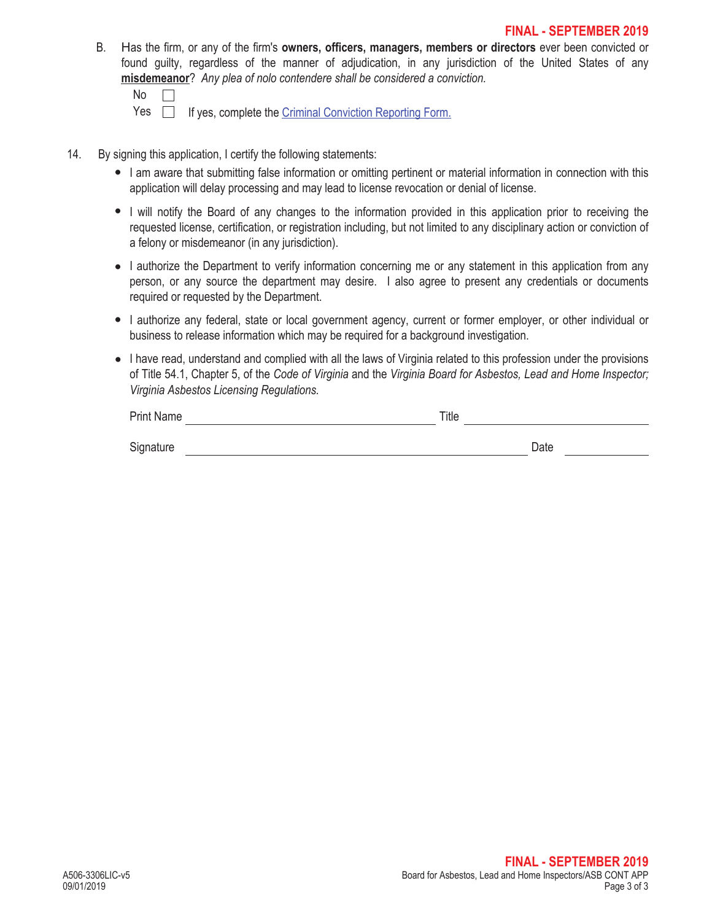B. Has the firm, or any of the firm's **owners, officers, managers, members or directors** ever been convicted or found guilty, regardless of the manner of adjudication, in any jurisdiction of the United States of any **misdemeanor**? *Any plea of nolo contendere shall be considered a conviction.*

No ☐

Yes ☐ If yes, complete the Criminal Conviction Reporting Form.

14. By signing this application, I certify the following statements:

- I am aware that submitting false information or omitting pertinent or material information in connection with this application will delay processing and may lead to license revocation or denial of license.
- I will notify the Board of any changes to the information provided in this application prior to receiving the requested license, certification, or registration including, but not limited to any disciplinary action or conviction of a felony or misdemeanor (in any jurisdiction).
- I authorize the Department to verify information concerning me or any statement in this application from any person, or any source the department may desire. I also agree to present any credentials or documents required or requested by the Department.
- I authorize any federal, state or local government agency, current or former employer, or other individual or business to release information which may be required for a background investigation.
- I have read, understand and complied with all the laws of Virginia related to this profession under the provisions of Title 54.1, Chapter 5, of the *Code of Virginia* and the *Virginia Board for Asbestos, Lead and Home Inspector; Virginia Asbestos Licensing Regulations.*

Print Name ______________________________ Title ______________________

Signature ____________________________________________ Date __________